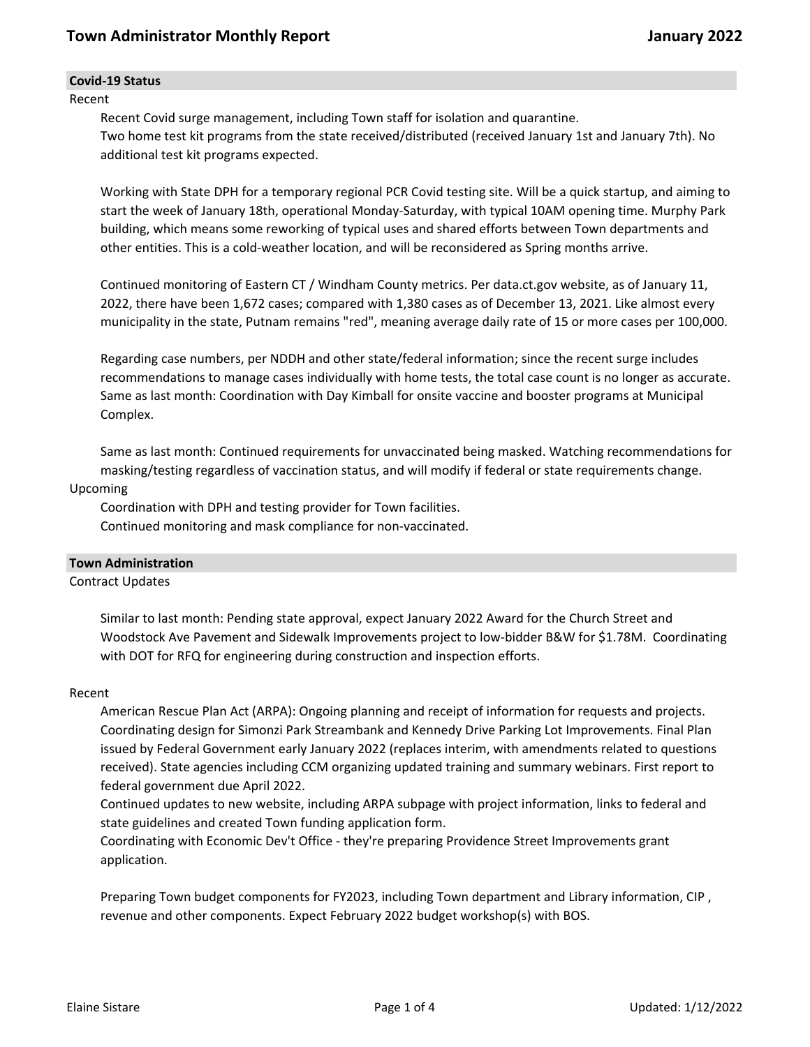# Town Administrator Monthly Report — January 2022

## Covid-19 Status

### Recent

Recent Covid surge management, including Town staff for isolation and quarantine.

Two home test kit programs from the state received/distributed (received January 1st and January 7th). No additional test kit programs expected.

Working with State DPH for a temporary regional PCR Covid testing site. Will be a quick startup, and aiming to start the week of January 18th, operational Monday-Saturday, with typical 10AM opening time. Murphy Park building, which means some reworking of typical uses and shared efforts between Town departments and other entities. This is a cold-weather location, and will be reconsidered as Spring months arrive.

Continued monitoring of Eastern CT / Windham County metrics. Per data.ct.gov website, as of January 11, 2022, there have been 1,672 cases; compared with 1,380 cases as of December 13, 2021. Like almost every municipality in the state, Putnam remains "red", meaning average daily rate of 15 or more cases per 100,000.

Regarding case numbers, per NDDH and other state/federal information; since the recent surge includes recommendations to manage cases individually with home tests, the total case count is no longer as accurate.
Same as last month: Coordination with Day Kimball for onsite vaccine and booster programs at Municipal Complex.

Same as last month: Continued requirements for unvaccinated being masked. Watching recommendations for masking/testing regardless of vaccination status, and will modify if federal or state requirements change.

### Upcoming

Coordination with DPH and testing provider for Town facilities.

Continued monitoring and mask compliance for non-vaccinated.

## Town Administration

### Contract Updates

Similar to last month: Pending state approval, expect January 2022 Award for the Church Street and Woodstock Ave Pavement and Sidewalk Improvements project to low-bidder B&W for $1.78M. Coordinating with DOT for RFQ for engineering during construction and inspection efforts.

### Recent

American Rescue Plan Act (ARPA): Ongoing planning and receipt of information for requests and projects. Coordinating design for Simonzi Park Streambank and Kennedy Drive Parking Lot Improvements. Final Plan issued by Federal Government early January 2022 (replaces interim, with amendments related to questions received). State agencies including CCM organizing updated training and summary webinars. First report to federal government due April 2022.

Continued updates to new website, including ARPA subpage with project information, links to federal and state guidelines and created Town funding application form.

Coordinating with Economic Dev't Office - they're preparing Providence Street Improvements grant application.

Preparing Town budget components for FY2023, including Town department and Library information, CIP , revenue and other components. Expect February 2022 budget workshop(s) with BOS.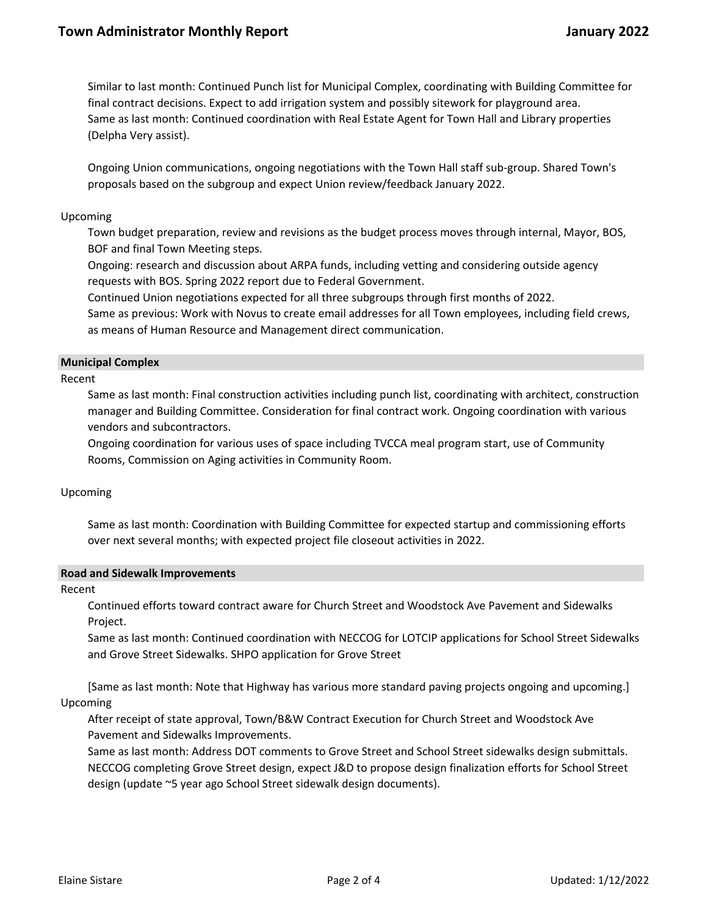Similar to last month: Continued Punch list for Municipal Complex, coordinating with Building Committee for final contract decisions. Expect to add irrigation system and possibly sitework for playground area.
Same as last month: Continued coordination with Real Estate Agent for Town Hall and Library properties (Delpha Very assist).

Ongoing Union communications, ongoing negotiations with the Town Hall staff sub-group. Shared Town's proposals based on the subgroup and expect Union review/feedback January 2022.

Upcoming

Town budget preparation, review and revisions as the budget process moves through internal, Mayor, BOS, BOF and final Town Meeting steps.
Ongoing: research and discussion about ARPA funds, including vetting and considering outside agency requests with BOS. Spring 2022 report due to Federal Government.
Continued Union negotiations expected for all three subgroups through first months of 2022.
Same as previous: Work with Novus to create email addresses for all Town employees, including field crews, as means of Human Resource and Management direct communication.

## Municipal Complex

Recent

Same as last month: Final construction activities including punch list, coordinating with architect, construction manager and Building Committee. Consideration for final contract work. Ongoing coordination with various vendors and subcontractors.
Ongoing coordination for various uses of space including TVCCA meal program start, use of Community Rooms, Commission on Aging activities in Community Room.

Upcoming

Same as last month: Coordination with Building Committee for expected startup and commissioning efforts over next several months; with expected project file closeout activities in 2022.

## Road and Sidewalk Improvements

Recent

Continued efforts toward contract aware for Church Street and Woodstock Ave Pavement and Sidewalks Project.
Same as last month: Continued coordination with NECCOG for LOTCIP applications for School Street Sidewalks and Grove Street Sidewalks. SHPO application for Grove Street

[Same as last month: Note that Highway has various more standard paving projects ongoing and upcoming.]

Upcoming

After receipt of state approval, Town/B&W Contract Execution for Church Street and Woodstock Ave Pavement and Sidewalks Improvements.
Same as last month: Address DOT comments to Grove Street and School Street sidewalks design submittals. NECCOG completing Grove Street design, expect J&D to propose design finalization efforts for School Street design (update ~5 year ago School Street sidewalk design documents).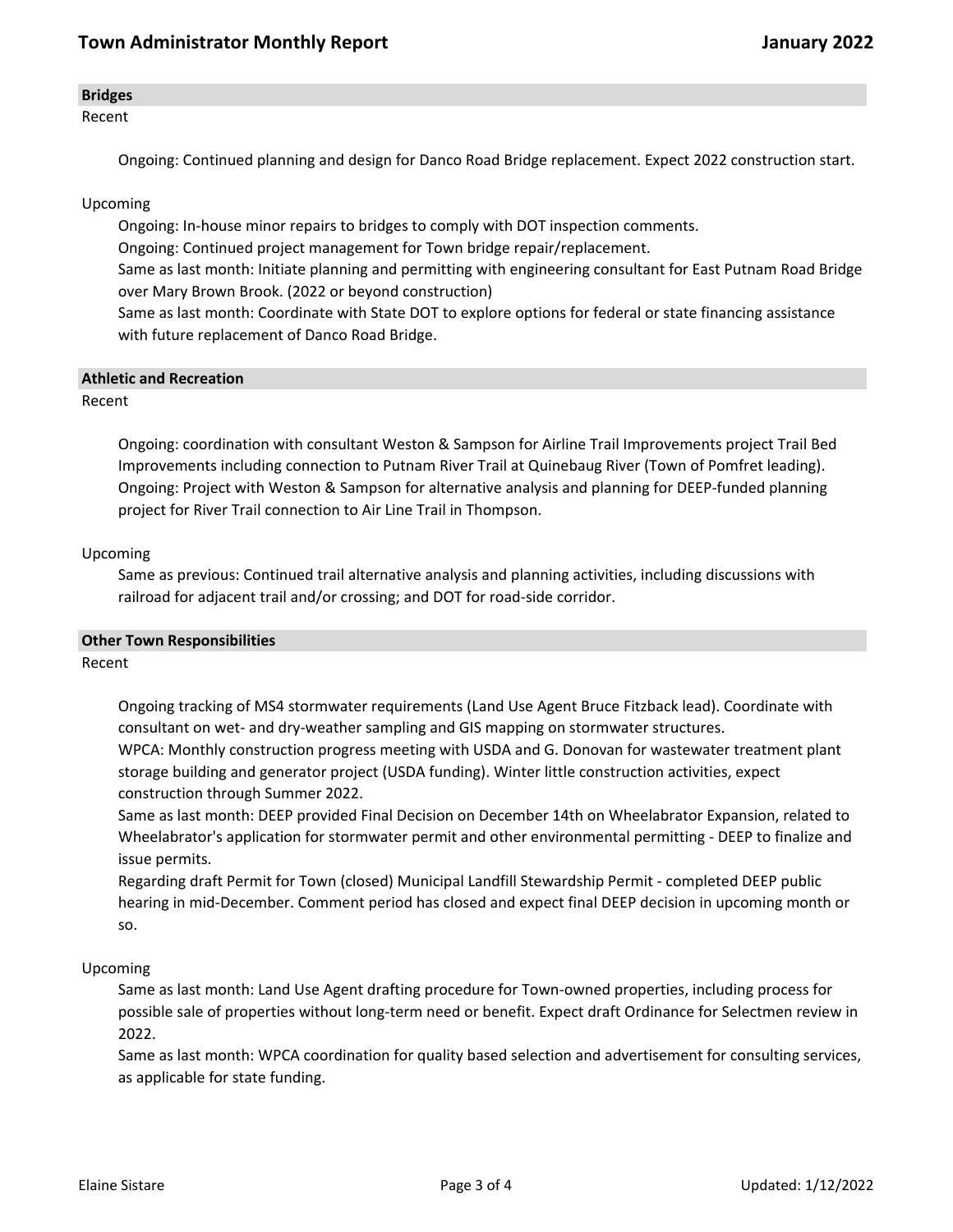## Bridges

Recent

Ongoing: Continued planning and design for Danco Road Bridge replacement. Expect 2022 construction start.

Upcoming

Ongoing: In-house minor repairs to bridges to comply with DOT inspection comments.
Ongoing: Continued project management for Town bridge repair/replacement.
Same as last month: Initiate planning and permitting with engineering consultant for East Putnam Road Bridge over Mary Brown Brook. (2022 or beyond construction)
Same as last month: Coordinate with State DOT to explore options for federal or state financing assistance with future replacement of Danco Road Bridge.

## Athletic and Recreation

Recent

Ongoing: coordination with consultant Weston & Sampson for Airline Trail Improvements project Trail Bed Improvements including connection to Putnam River Trail at Quinebaug River (Town of Pomfret leading).
Ongoing: Project with Weston & Sampson for alternative analysis and planning for DEEP-funded planning project for River Trail connection to Air Line Trail in Thompson.

Upcoming

Same as previous: Continued trail alternative analysis and planning activities, including discussions with railroad for adjacent trail and/or crossing; and DOT for road-side corridor.

## Other Town Responsibilities

Recent

Ongoing tracking of MS4 stormwater requirements (Land Use Agent Bruce Fitzback lead). Coordinate with consultant on wet- and dry-weather sampling and GIS mapping on stormwater structures.
WPCA: Monthly construction progress meeting with USDA and G. Donovan for wastewater treatment plant storage building and generator project (USDA funding). Winter little construction activities, expect construction through Summer 2022.
Same as last month: DEEP provided Final Decision on December 14th on Wheelabrator Expansion, related to Wheelabrator's application for stormwater permit and other environmental permitting - DEEP to finalize and issue permits.
Regarding draft Permit for Town (closed) Municipal Landfill Stewardship Permit - completed DEEP public hearing in mid-December. Comment period has closed and expect final DEEP decision in upcoming month or so.

Upcoming

Same as last month: Land Use Agent drafting procedure for Town-owned properties, including process for possible sale of properties without long-term need or benefit. Expect draft Ordinance for Selectmen review in 2022.
Same as last month: WPCA coordination for quality based selection and advertisement for consulting services, as applicable for state funding.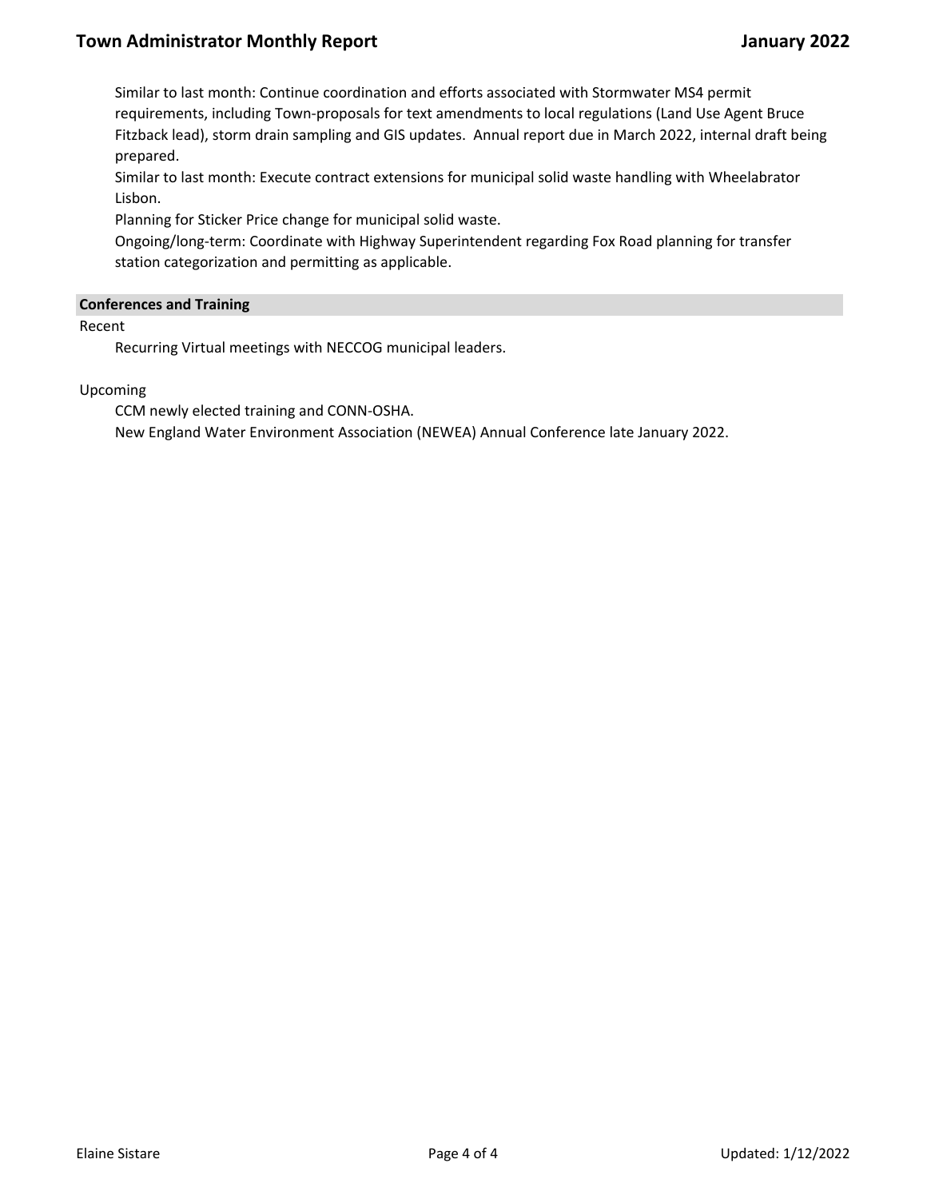Similar to last month: Continue coordination and efforts associated with Stormwater MS4 permit requirements, including Town-proposals for text amendments to local regulations (Land Use Agent Bruce Fitzback lead), storm drain sampling and GIS updates. Annual report due in March 2022, internal draft being prepared.

Similar to last month: Execute contract extensions for municipal solid waste handling with Wheelabrator Lisbon.

Planning for Sticker Price change for municipal solid waste.

Ongoing/long-term: Coordinate with Highway Superintendent regarding Fox Road planning for transfer station categorization and permitting as applicable.

## Conferences and Training

Recent

Recurring Virtual meetings with NECCOG municipal leaders.

Upcoming

CCM newly elected training and CONN-OSHA.

New England Water Environment Association (NEWEA) Annual Conference late January 2022.